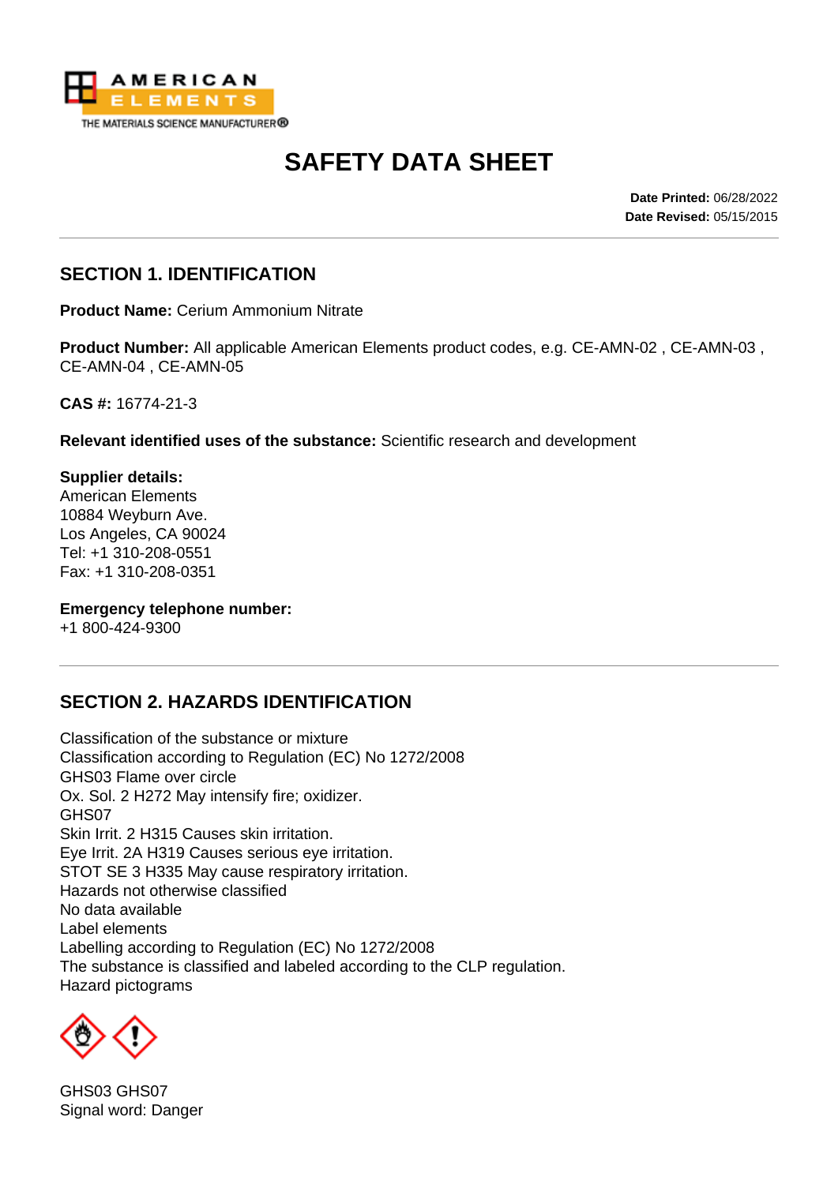AMERICAN ELEMENTS
THE MATERIALS SCIENCE MANUFACTURER®

# SAFETY DATA SHEET

**Date Printed:** 06/28/2022
**Date Revised:** 05/15/2015

## SECTION 1. IDENTIFICATION

**Product Name:** Cerium Ammonium Nitrate

**Product Number:** All applicable American Elements product codes, e.g. CE-AMN-02 , CE-AMN-03 , CE-AMN-04 , CE-AMN-05

**CAS #:** 16774-21-3

**Relevant identified uses of the substance:** Scientific research and development

**Supplier details:**
American Elements
10884 Weyburn Ave.
Los Angeles, CA 90024
Tel: +1 310-208-0551
Fax: +1 310-208-0351

**Emergency telephone number:**
+1 800-424-9300

## SECTION 2. HAZARDS IDENTIFICATION

Classification of the substance or mixture
Classification according to Regulation (EC) No 1272/2008
GHS03 Flame over circle
Ox. Sol. 2 H272 May intensify fire; oxidizer.
GHS07
Skin Irrit. 2 H315 Causes skin irritation.
Eye Irrit. 2A H319 Causes serious eye irritation.
STOT SE 3 H335 May cause respiratory irritation.
Hazards not otherwise classified
No data available
Label elements
Labelling according to Regulation (EC) No 1272/2008
The substance is classified and labeled according to the CLP regulation.
Hazard pictograms

GHS03 GHS07
Signal word: Danger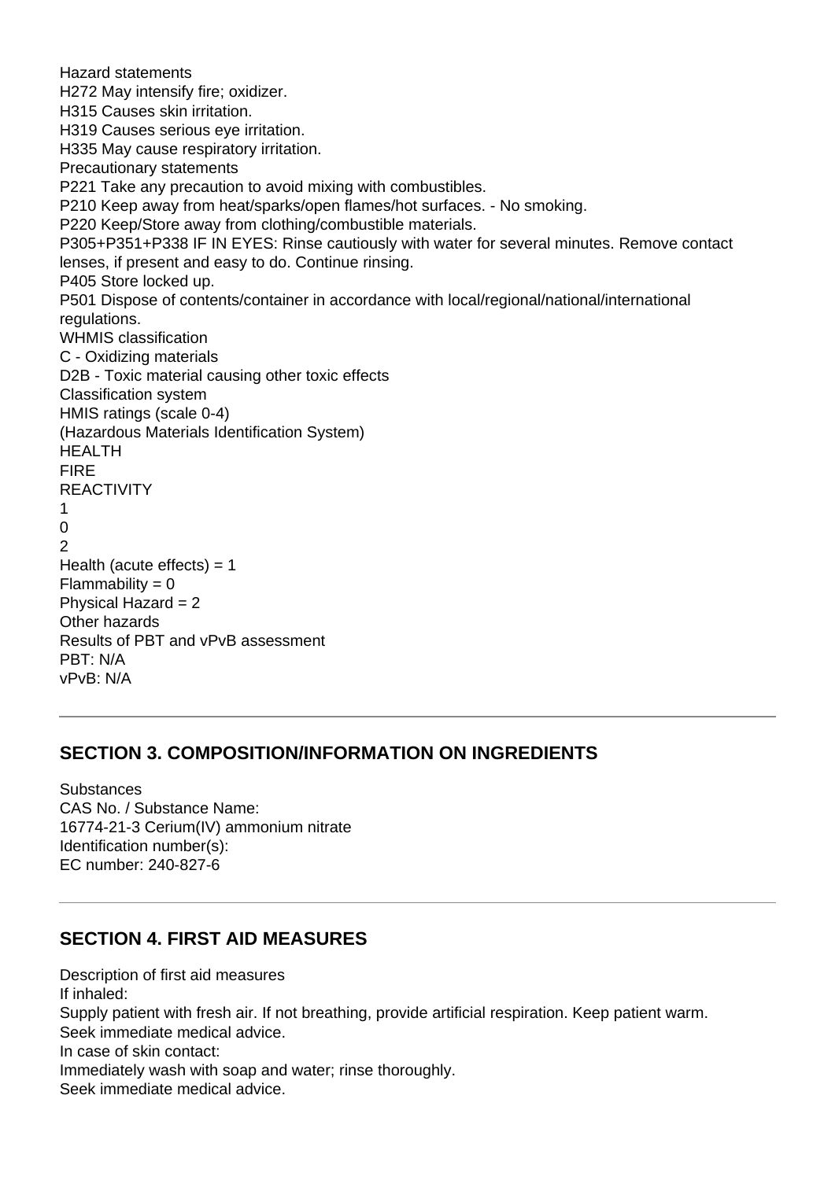Hazard statements
H272 May intensify fire; oxidizer.
H315 Causes skin irritation.
H319 Causes serious eye irritation.
H335 May cause respiratory irritation.
Precautionary statements
P221 Take any precaution to avoid mixing with combustibles.
P210 Keep away from heat/sparks/open flames/hot surfaces. - No smoking.
P220 Keep/Store away from clothing/combustible materials.
P305+P351+P338 IF IN EYES: Rinse cautiously with water for several minutes. Remove contact lenses, if present and easy to do. Continue rinsing.
P405 Store locked up.
P501 Dispose of contents/container in accordance with local/regional/national/international regulations.
WHMIS classification
C - Oxidizing materials
D2B - Toxic material causing other toxic effects
Classification system
HMIS ratings (scale 0-4)
(Hazardous Materials Identification System)
HEALTH
FIRE
REACTIVITY
1
0
2
Health (acute effects) = 1
Flammability = 0
Physical Hazard = 2
Other hazards
Results of PBT and vPvB assessment
PBT: N/A
vPvB: N/A

---

## SECTION 3. COMPOSITION/INFORMATION ON INGREDIENTS

Substances
CAS No. / Substance Name:
16774-21-3 Cerium(IV) ammonium nitrate
Identification number(s):
EC number: 240-827-6

---

## SECTION 4. FIRST AID MEASURES

Description of first aid measures
If inhaled:
Supply patient with fresh air. If not breathing, provide artificial respiration. Keep patient warm.
Seek immediate medical advice.
In case of skin contact:
Immediately wash with soap and water; rinse thoroughly.
Seek immediate medical advice.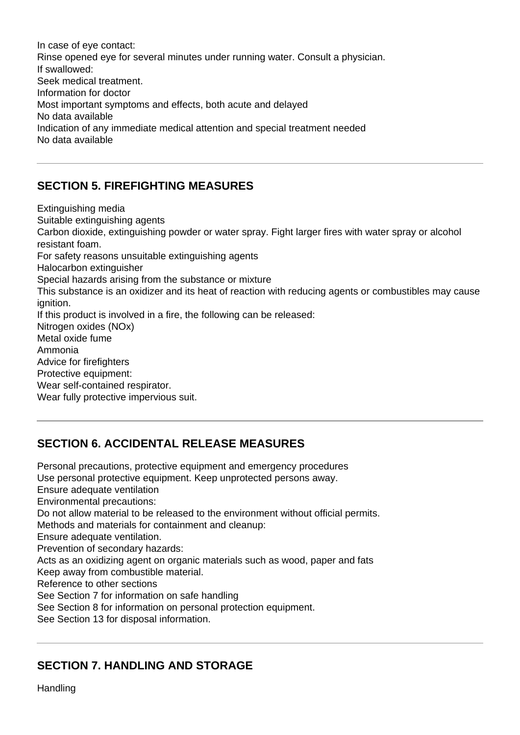In case of eye contact:
Rinse opened eye for several minutes under running water. Consult a physician.
If swallowed:
Seek medical treatment.
Information for doctor
Most important symptoms and effects, both acute and delayed
No data available
Indication of any immediate medical attention and special treatment needed
No data available

---

## SECTION 5. FIREFIGHTING MEASURES

Extinguishing media
Suitable extinguishing agents
Carbon dioxide, extinguishing powder or water spray. Fight larger fires with water spray or alcohol resistant foam.
For safety reasons unsuitable extinguishing agents
Halocarbon extinguisher
Special hazards arising from the substance or mixture
This substance is an oxidizer and its heat of reaction with reducing agents or combustibles may cause ignition.
If this product is involved in a fire, the following can be released:
Nitrogen oxides (NOx)
Metal oxide fume
Ammonia
Advice for firefighters
Protective equipment:
Wear self-contained respirator.
Wear fully protective impervious suit.

---

## SECTION 6. ACCIDENTAL RELEASE MEASURES

Personal precautions, protective equipment and emergency procedures
Use personal protective equipment. Keep unprotected persons away.
Ensure adequate ventilation
Environmental precautions:
Do not allow material to be released to the environment without official permits.
Methods and materials for containment and cleanup:
Ensure adequate ventilation.
Prevention of secondary hazards:
Acts as an oxidizing agent on organic materials such as wood, paper and fats
Keep away from combustible material.
Reference to other sections
See Section 7 for information on safe handling
See Section 8 for information on personal protection equipment.
See Section 13 for disposal information.

---

## SECTION 7. HANDLING AND STORAGE

Handling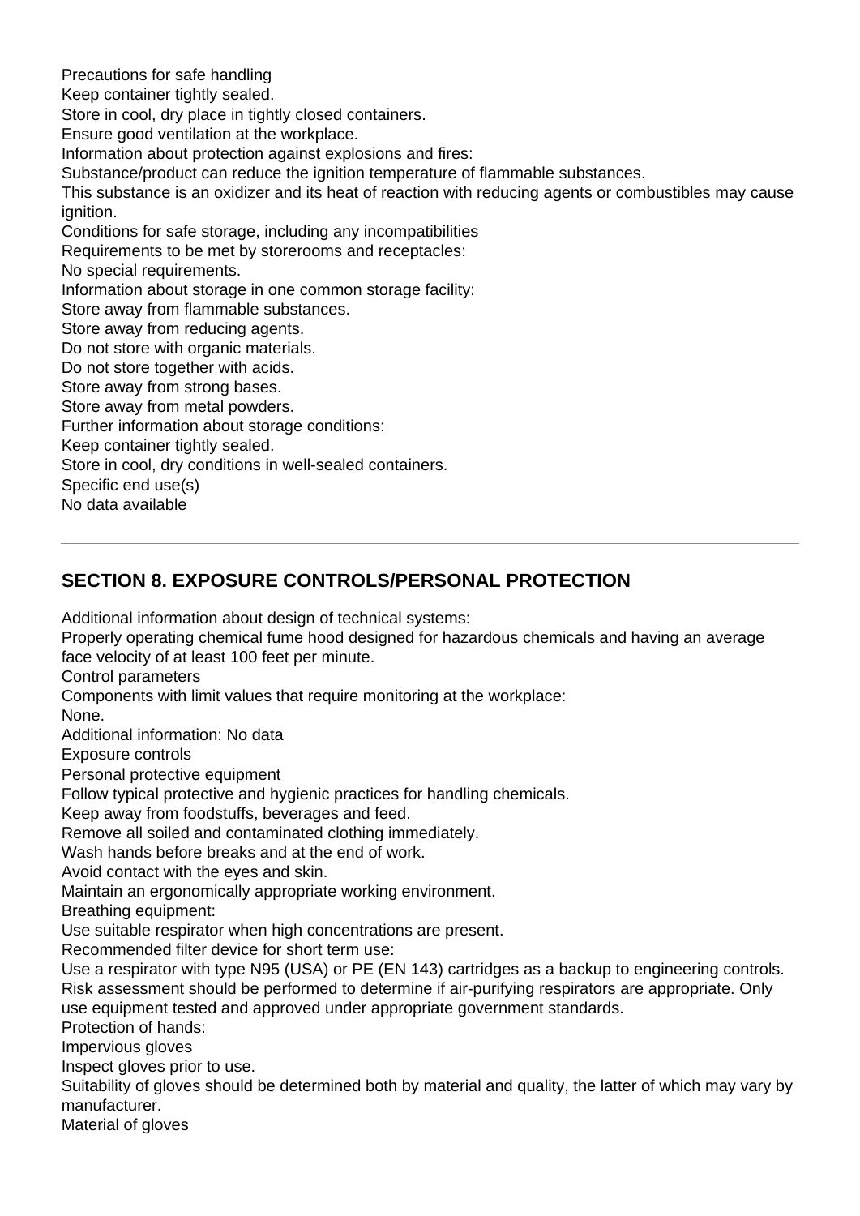Precautions for safe handling
Keep container tightly sealed.
Store in cool, dry place in tightly closed containers.
Ensure good ventilation at the workplace.
Information about protection against explosions and fires:
Substance/product can reduce the ignition temperature of flammable substances.
This substance is an oxidizer and its heat of reaction with reducing agents or combustibles may cause ignition.
Conditions for safe storage, including any incompatibilities
Requirements to be met by storerooms and receptacles:
No special requirements.
Information about storage in one common storage facility:
Store away from flammable substances.
Store away from reducing agents.
Do not store with organic materials.
Do not store together with acids.
Store away from strong bases.
Store away from metal powders.
Further information about storage conditions:
Keep container tightly sealed.
Store in cool, dry conditions in well-sealed containers.
Specific end use(s)
No data available

---

## SECTION 8. EXPOSURE CONTROLS/PERSONAL PROTECTION

Additional information about design of technical systems:
Properly operating chemical fume hood designed for hazardous chemicals and having an average face velocity of at least 100 feet per minute.
Control parameters
Components with limit values that require monitoring at the workplace:
None.
Additional information: No data
Exposure controls
Personal protective equipment
Follow typical protective and hygienic practices for handling chemicals.
Keep away from foodstuffs, beverages and feed.
Remove all soiled and contaminated clothing immediately.
Wash hands before breaks and at the end of work.
Avoid contact with the eyes and skin.
Maintain an ergonomically appropriate working environment.
Breathing equipment:
Use suitable respirator when high concentrations are present.
Recommended filter device for short term use:
Use a respirator with type N95 (USA) or PE (EN 143) cartridges as a backup to engineering controls. Risk assessment should be performed to determine if air-purifying respirators are appropriate. Only use equipment tested and approved under appropriate government standards.
Protection of hands:
Impervious gloves
Inspect gloves prior to use.
Suitability of gloves should be determined both by material and quality, the latter of which may vary by manufacturer.
Material of gloves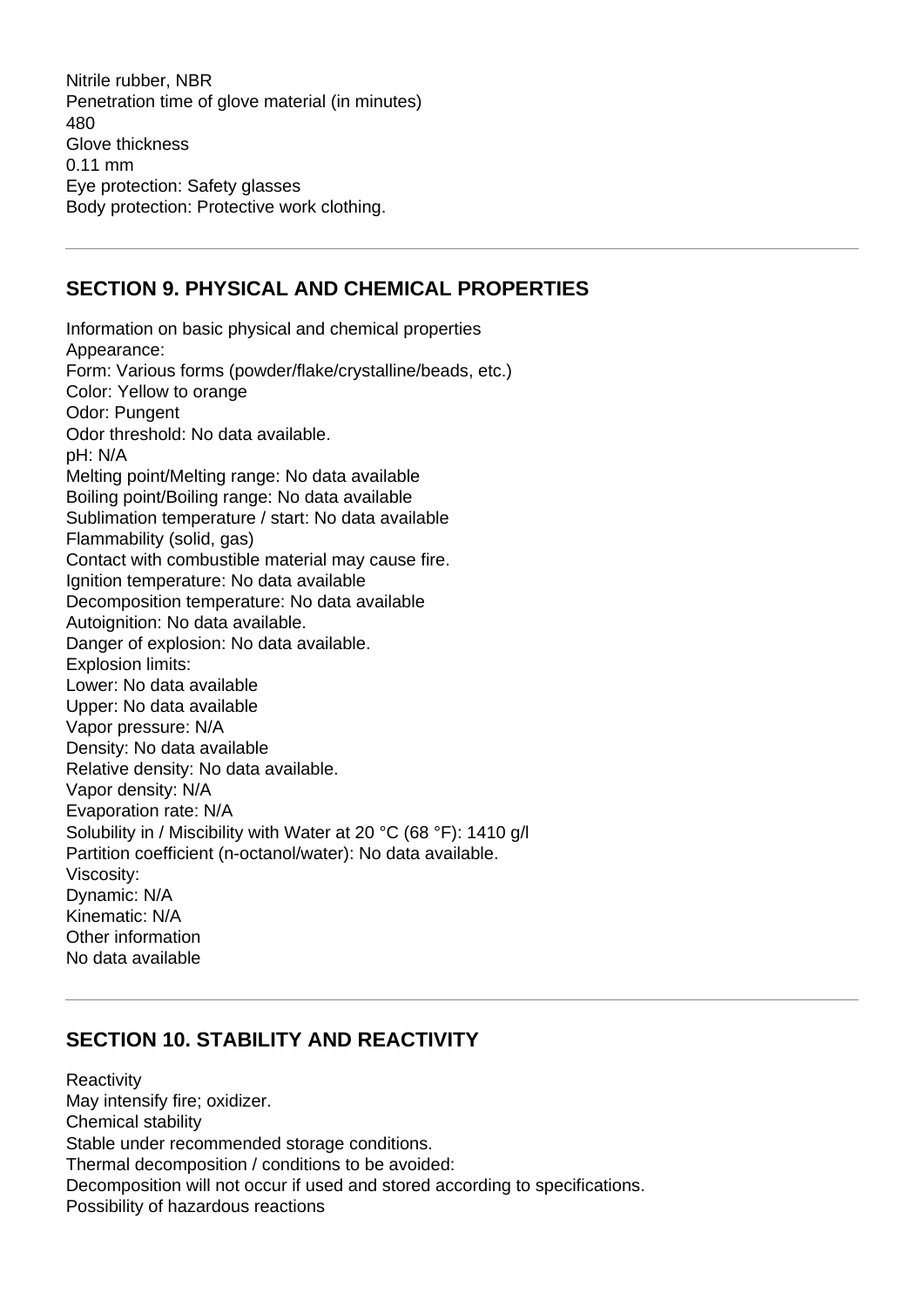Nitrile rubber, NBR
Penetration time of glove material (in minutes)
480
Glove thickness
0.11 mm
Eye protection: Safety glasses
Body protection: Protective work clothing.

---

## SECTION 9. PHYSICAL AND CHEMICAL PROPERTIES

Information on basic physical and chemical properties
Appearance:
Form: Various forms (powder/flake/crystalline/beads, etc.)
Color: Yellow to orange
Odor: Pungent
Odor threshold: No data available.
pH: N/A
Melting point/Melting range: No data available
Boiling point/Boiling range: No data available
Sublimation temperature / start: No data available
Flammability (solid, gas)
Contact with combustible material may cause fire.
Ignition temperature: No data available
Decomposition temperature: No data available
Autoignition: No data available.
Danger of explosion: No data available.
Explosion limits:
Lower: No data available
Upper: No data available
Vapor pressure: N/A
Density: No data available
Relative density: No data available.
Vapor density: N/A
Evaporation rate: N/A
Solubility in / Miscibility with Water at 20 °C (68 °F): 1410 g/l
Partition coefficient (n-octanol/water): No data available.
Viscosity:
Dynamic: N/A
Kinematic: N/A
Other information
No data available

---

## SECTION 10. STABILITY AND REACTIVITY

Reactivity
May intensify fire; oxidizer.
Chemical stability
Stable under recommended storage conditions.
Thermal decomposition / conditions to be avoided:
Decomposition will not occur if used and stored according to specifications.
Possibility of hazardous reactions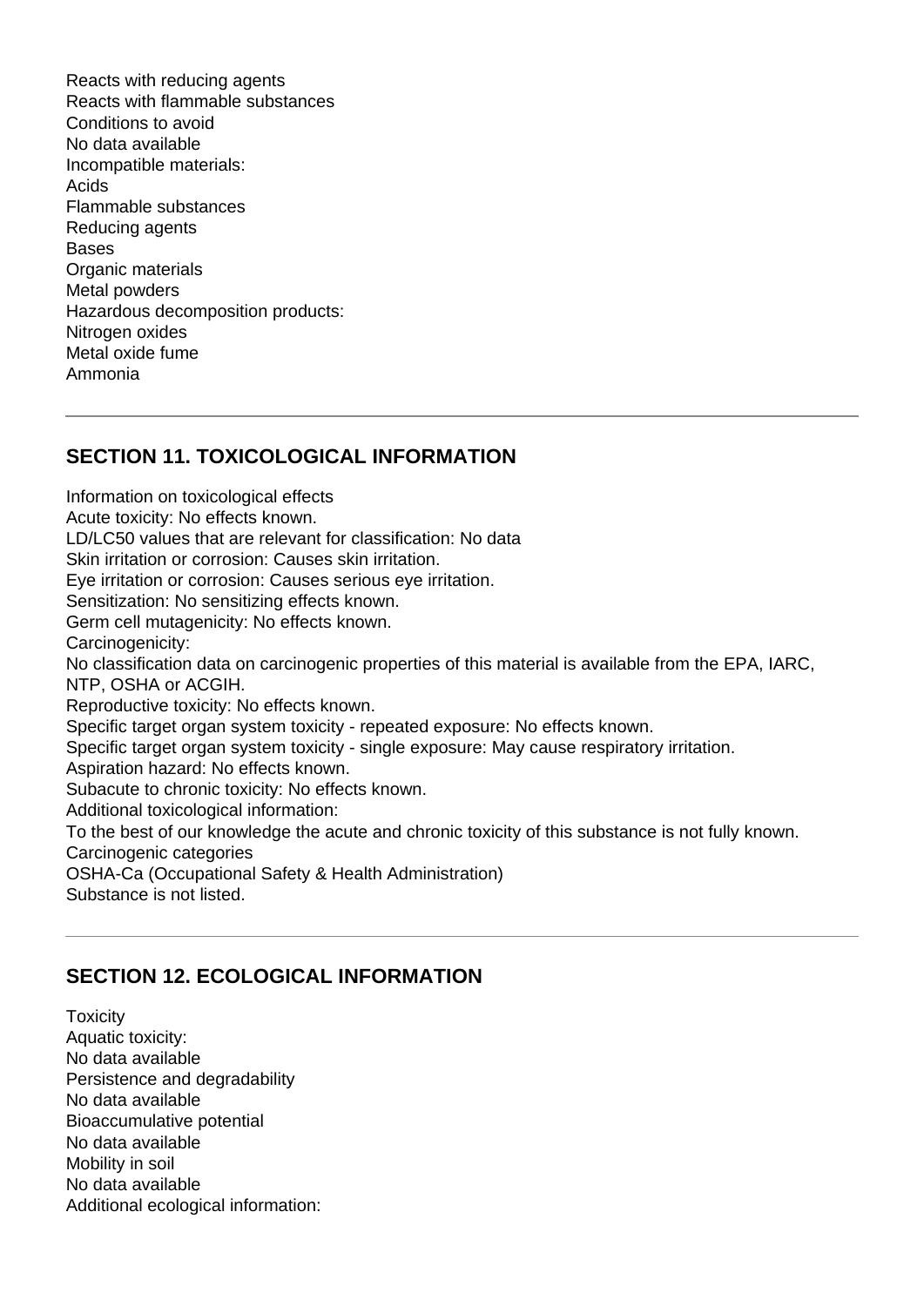Reacts with reducing agents
Reacts with flammable substances
Conditions to avoid
No data available
Incompatible materials:
Acids
Flammable substances
Reducing agents
Bases
Organic materials
Metal powders
Hazardous decomposition products:
Nitrogen oxides
Metal oxide fume
Ammonia

---

## SECTION 11. TOXICOLOGICAL INFORMATION

Information on toxicological effects
Acute toxicity: No effects known.
LD/LC50 values that are relevant for classification: No data
Skin irritation or corrosion: Causes skin irritation.
Eye irritation or corrosion: Causes serious eye irritation.
Sensitization: No sensitizing effects known.
Germ cell mutagenicity: No effects known.
Carcinogenicity:
No classification data on carcinogenic properties of this material is available from the EPA, IARC, NTP, OSHA or ACGIH.
Reproductive toxicity: No effects known.
Specific target organ system toxicity - repeated exposure: No effects known.
Specific target organ system toxicity - single exposure: May cause respiratory irritation.
Aspiration hazard: No effects known.
Subacute to chronic toxicity: No effects known.
Additional toxicological information:
To the best of our knowledge the acute and chronic toxicity of this substance is not fully known.
Carcinogenic categories
OSHA-Ca (Occupational Safety & Health Administration)
Substance is not listed.

---

## SECTION 12. ECOLOGICAL INFORMATION

Toxicity
Aquatic toxicity:
No data available
Persistence and degradability
No data available
Bioaccumulative potential
No data available
Mobility in soil
No data available
Additional ecological information: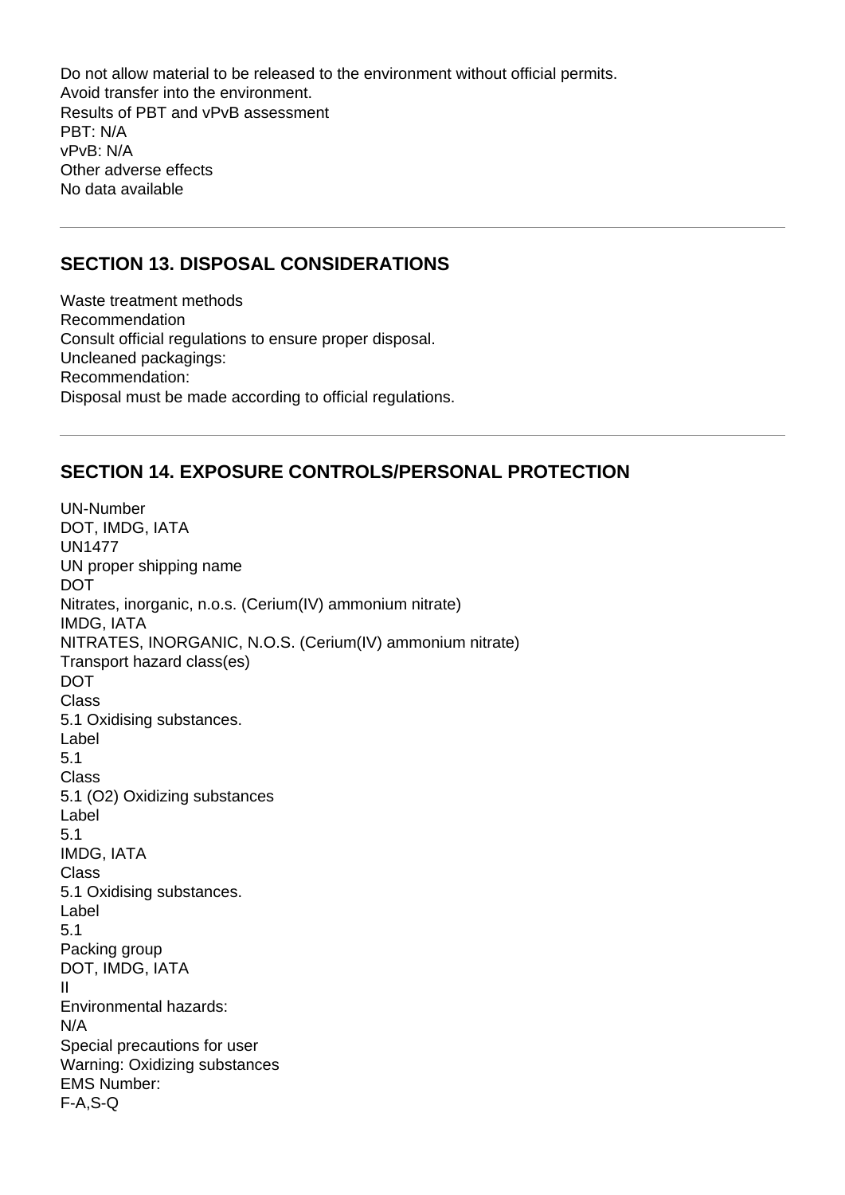Do not allow material to be released to the environment without official permits.
Avoid transfer into the environment.
Results of PBT and vPvB assessment
PBT: N/A
vPvB: N/A
Other adverse effects
No data available

---

## SECTION 13. DISPOSAL CONSIDERATIONS

Waste treatment methods
Recommendation
Consult official regulations to ensure proper disposal.
Uncleaned packagings:
Recommendation:
Disposal must be made according to official regulations.

---

## SECTION 14. EXPOSURE CONTROLS/PERSONAL PROTECTION

UN-Number
DOT, IMDG, IATA
UN1477
UN proper shipping name
DOT
Nitrates, inorganic, n.o.s. (Cerium(IV) ammonium nitrate)
IMDG, IATA
NITRATES, INORGANIC, N.O.S. (Cerium(IV) ammonium nitrate)
Transport hazard class(es)
DOT
Class
5.1 Oxidising substances.
Label
5.1
Class
5.1 (O2) Oxidizing substances
Label
5.1
IMDG, IATA
Class
5.1 Oxidising substances.
Label
5.1
Packing group
DOT, IMDG, IATA
II
Environmental hazards:
N/A
Special precautions for user
Warning: Oxidizing substances
EMS Number:
F-A,S-Q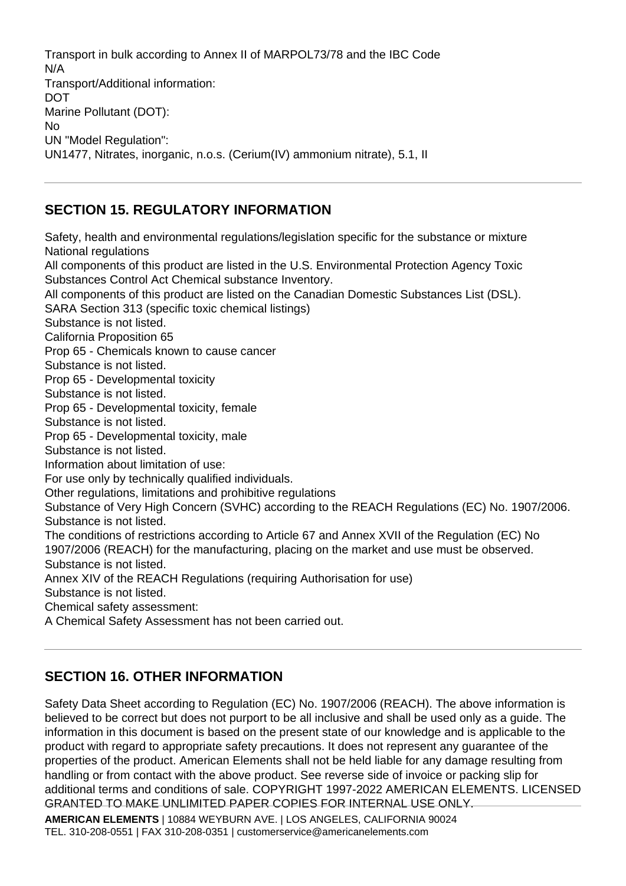Transport in bulk according to Annex II of MARPOL73/78 and the IBC Code
N/A
Transport/Additional information:
DOT
Marine Pollutant (DOT):
No
UN "Model Regulation":
UN1477, Nitrates, inorganic, n.o.s. (Cerium(IV) ammonium nitrate), 5.1, II

---

## SECTION 15. REGULATORY INFORMATION

Safety, health and environmental regulations/legislation specific for the substance or mixture
National regulations
All components of this product are listed in the U.S. Environmental Protection Agency Toxic Substances Control Act Chemical substance Inventory.
All components of this product are listed on the Canadian Domestic Substances List (DSL).
SARA Section 313 (specific toxic chemical listings)
Substance is not listed.
California Proposition 65
Prop 65 - Chemicals known to cause cancer
Substance is not listed.
Prop 65 - Developmental toxicity
Substance is not listed.
Prop 65 - Developmental toxicity, female
Substance is not listed.
Prop 65 - Developmental toxicity, male
Substance is not listed.
Information about limitation of use:
For use only by technically qualified individuals.
Other regulations, limitations and prohibitive regulations
Substance of Very High Concern (SVHC) according to the REACH Regulations (EC) No. 1907/2006.
Substance is not listed.
The conditions of restrictions according to Article 67 and Annex XVII of the Regulation (EC) No 1907/2006 (REACH) for the manufacturing, placing on the market and use must be observed.
Substance is not listed.
Annex XIV of the REACH Regulations (requiring Authorisation for use)
Substance is not listed.
Chemical safety assessment:
A Chemical Safety Assessment has not been carried out.

---

## SECTION 16. OTHER INFORMATION

Safety Data Sheet according to Regulation (EC) No. 1907/2006 (REACH). The above information is believed to be correct but does not purport to be all inclusive and shall be used only as a guide. The information in this document is based on the present state of our knowledge and is applicable to the product with regard to appropriate safety precautions. It does not represent any guarantee of the properties of the product. American Elements shall not be held liable for any damage resulting from handling or from contact with the above product. See reverse side of invoice or packing slip for additional terms and conditions of sale. COPYRIGHT 1997-2022 AMERICAN ELEMENTS. LICENSED GRANTED TO MAKE UNLIMITED PAPER COPIES FOR INTERNAL USE ONLY.